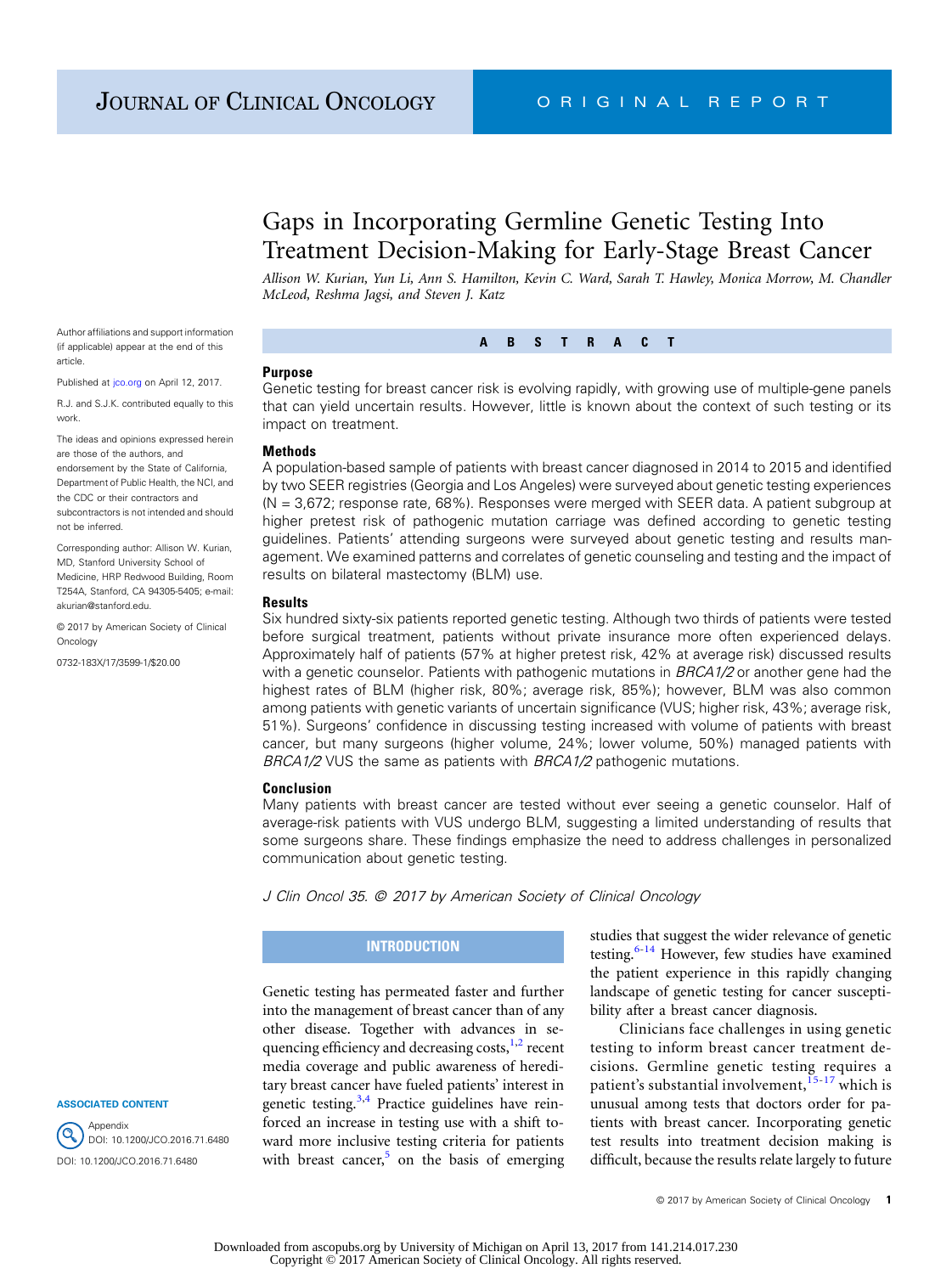# Gaps in Incorporating Germline Genetic Testing Into Treatment Decision-Making for Early-Stage Breast Cancer

*Allison W. Kurian, Yun Li, Ann S. Hamilton, Kevin C. Ward, Sarah T. Hawley, Monica Morrow, M. Chandler McLeod, Reshma Jagsi, and Steven J. Katz*

Author affiliations and support information (if applicable) appear at the end of this article.

Published at jco.org on April 12, 2017.

R.J. and S.J.K. contributed equally to this work.

The ideas and opinions expressed herein are those of the authors, and endorsement by the State of California, Department of Public Health, the NCI, and the CDC or their contractors and subcontractors is not intended and should not be inferred.

Corresponding author: Allison W. Kurian, MD, Stanford University School of Medicine, HRP Redwood Building, Room T254A, Stanford, CA 94305-5405; e-mail: akurian@stanford.edu.

© 2017 by American Society of Clinical Oncology

0732-183X/17/3599-1/$20.00

## ABSTRACT

### Purpose

Genetic testing for breast cancer risk is evolving rapidly, with growing use of multiple-gene panels that can yield uncertain results. However, little is known about the context of such testing or its impact on treatment.

### Methods

A population-based sample of patients with breast cancer diagnosed in 2014 to 2015 and identified by two SEER registries (Georgia and Los Angeles) were surveyed about genetic testing experiences (N = 3,672; response rate, 68%). Responses were merged with SEER data. A patient subgroup at higher pretest risk of pathogenic mutation carriage was defined according to genetic testing guidelines. Patients' attending surgeons were surveyed about genetic testing and results management. We examined patterns and correlates of genetic counseling and testing and the impact of results on bilateral mastectomy (BLM) use.

### Results

Six hundred sixty-six patients reported genetic testing. Although two thirds of patients were tested before surgical treatment, patients without private insurance more often experienced delays. Approximately half of patients (57% at higher pretest risk, 42% at average risk) discussed results with a genetic counselor. Patients with pathogenic mutations in *BRCA1/2* or another gene had the highest rates of BLM (higher risk, 80%; average risk, 85%); however, BLM was also common among patients with genetic variants of uncertain significance (VUS; higher risk, 43%; average risk, 51%). Surgeons' confidence in discussing testing increased with volume of patients with breast cancer, but many surgeons (higher volume, 24%; lower volume, 50%) managed patients with *BRCA1/2* VUS the same as patients with *BRCA1/2* pathogenic mutations.

### Conclusion

Many patients with breast cancer are tested without ever seeing a genetic counselor. Half of average-risk patients with VUS undergo BLM, suggesting a limited understanding of results that some surgeons share. These findings emphasize the need to address challenges in personalized communication about genetic testing.

*J Clin Oncol 35. © 2017 by American Society of Clinical Oncology*

ASSOCIATED CONTENT

Appendix
DOI: 10.1200/JCO.2016.71.6480

DOI: 10.1200/JCO.2016.71.6480

## INTRODUCTION

Genetic testing has permeated faster and further into the management of breast cancer than of any other disease. Together with advances in sequencing efficiency and decreasing costs,[1,2] recent media coverage and public awareness of hereditary breast cancer have fueled patients' interest in genetic testing.[3,4] Practice guidelines have reinforced an increase in testing use with a shift toward more inclusive testing criteria for patients with breast cancer,[5] on the basis of emerging studies that suggest the wider relevance of genetic testing.[6-14] However, few studies have examined the patient experience in this rapidly changing landscape of genetic testing for cancer susceptibility after a breast cancer diagnosis.

Clinicians face challenges in using genetic testing to inform breast cancer treatment decisions. Germline genetic testing requires a patient's substantial involvement,[15-17] which is unusual among tests that doctors order for patients with breast cancer. Incorporating genetic test results into treatment decision making is difficult, because the results relate largely to future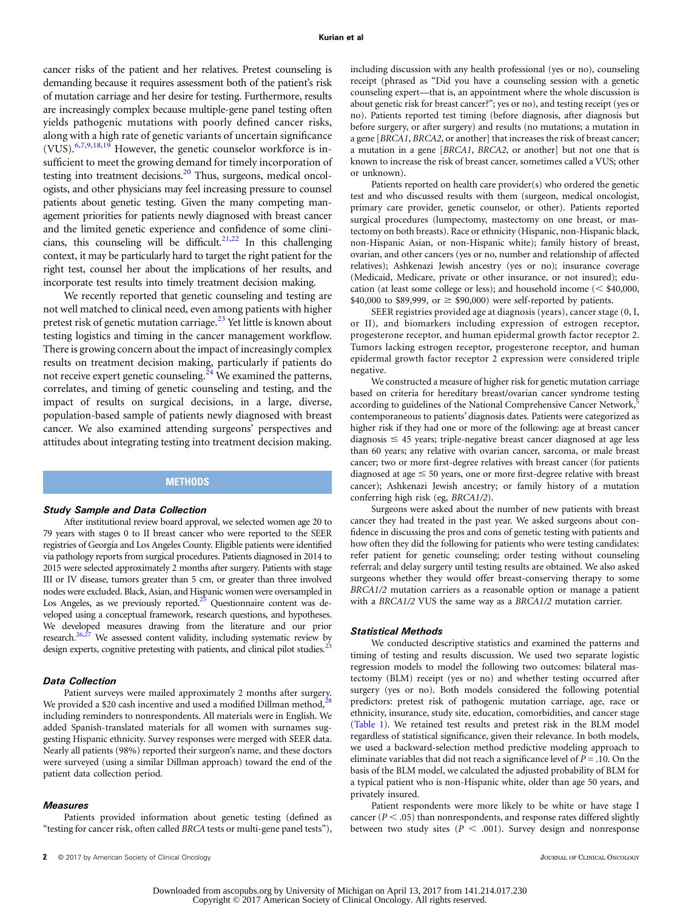cancer risks of the patient and her relatives. Pretest counseling is demanding because it requires assessment both of the patient's risk of mutation carriage and her desire for testing. Furthermore, results are increasingly complex because multiple-gene panel testing often yields pathogenic mutations with poorly defined cancer risks, along with a high rate of genetic variants of uncertain significance (VUS).[6,7,9,18,19] However, the genetic counselor workforce is insufficient to meet the growing demand for timely incorporation of testing into treatment decisions.[20] Thus, surgeons, medical oncologists, and other physicians may feel increasing pressure to counsel patients about genetic testing. Given the many competing management priorities for patients newly diagnosed with breast cancer and the limited genetic experience and confidence of some clinicians, this counseling will be difficult.[21,22] In this challenging context, it may be particularly hard to target the right patient for the right test, counsel her about the implications of her results, and incorporate test results into timely treatment decision making.

We recently reported that genetic counseling and testing are not well matched to clinical need, even among patients with higher pretest risk of genetic mutation carriage.[23] Yet little is known about testing logistics and timing in the cancer management workflow. There is growing concern about the impact of increasingly complex results on treatment decision making, particularly if patients do not receive expert genetic counseling.[24] We examined the patterns, correlates, and timing of genetic counseling and testing, and the impact of results on surgical decisions, in a large, diverse, population-based sample of patients newly diagnosed with breast cancer. We also examined attending surgeons' perspectives and attitudes about integrating testing into treatment decision making.

## METHODS

### Study Sample and Data Collection

After institutional review board approval, we selected women age 20 to 79 years with stages 0 to II breast cancer who were reported to the SEER registries of Georgia and Los Angeles County. Eligible patients were identified via pathology reports from surgical procedures. Patients diagnosed in 2014 to 2015 were selected approximately 2 months after surgery. Patients with stage III or IV disease, tumors greater than 5 cm, or greater than three involved nodes were excluded. Black, Asian, and Hispanic women were oversampled in Los Angeles, as we previously reported.[25] Questionnaire content was developed using a conceptual framework, research questions, and hypotheses. We developed measures drawing from the literature and our prior research.[26,27] We assessed content validity, including systematic review by design experts, cognitive pretesting with patients, and clinical pilot studies.[23]

### Data Collection

Patient surveys were mailed approximately 2 months after surgery. We provided a \$20 cash incentive and used a modified Dillman method,[28] including reminders to nonrespondents. All materials were in English. We added Spanish-translated materials for all women with surnames suggesting Hispanic ethnicity. Survey responses were merged with SEER data. Nearly all patients (98%) reported their surgeon's name, and these doctors were surveyed (using a similar Dillman approach) toward the end of the patient data collection period.

### Measures

Patients provided information about genetic testing (defined as "testing for cancer risk, often called *BRCA* tests or multi-gene panel tests"), including discussion with any health professional (yes or no), counseling receipt (phrased as "Did you have a counseling session with a genetic counseling expert—that is, an appointment where the whole discussion is about genetic risk for breast cancer?"; yes or no), and testing receipt (yes or no). Patients reported test timing (before diagnosis, after diagnosis but before surgery, or after surgery) and results (no mutations; a mutation in a gene [*BRCA1*, *BRCA2*, or another] that increases the risk of breast cancer; a mutation in a gene [*BRCA1*, *BRCA2*, or another] but not one that is known to increase the risk of breast cancer, sometimes called a VUS; other or unknown).

Patients reported on health care provider(s) who ordered the genetic test and who discussed results with them (surgeon, medical oncologist, primary care provider, genetic counselor, or other). Patients reported surgical procedures (lumpectomy, mastectomy on one breast, or mastectomy on both breasts). Race or ethnicity (Hispanic, non-Hispanic black, non-Hispanic Asian, or non-Hispanic white); family history of breast, ovarian, and other cancers (yes or no, number and relationship of affected relatives); Ashkenazi Jewish ancestry (yes or no); insurance coverage (Medicaid, Medicare, private or other insurance, or not insured); education (at least some college or less); and household income (< \$40,000, \$40,000 to \$89,999, or ≥ \$90,000) were self-reported by patients.

SEER registries provided age at diagnosis (years), cancer stage (0, I, or II), and biomarkers including expression of estrogen receptor, progesterone receptor, and human epidermal growth factor receptor 2. Tumors lacking estrogen receptor, progesterone receptor, and human epidermal growth factor receptor 2 expression were considered triple negative.

We constructed a measure of higher risk for genetic mutation carriage based on criteria for hereditary breast/ovarian cancer syndrome testing according to guidelines of the National Comprehensive Cancer Network,[5] contemporaneous to patients' diagnosis dates. Patients were categorized as higher risk if they had one or more of the following: age at breast cancer diagnosis ≤ 45 years; triple-negative breast cancer diagnosed at age less than 60 years; any relative with ovarian cancer, sarcoma, or male breast cancer; two or more first-degree relatives with breast cancer (for patients diagnosed at age ≤ 50 years, one or more first-degree relative with breast cancer); Ashkenazi Jewish ancestry; or family history of a mutation conferring high risk (eg, *BRCA1/2*).

Surgeons were asked about the number of new patients with breast cancer they had treated in the past year. We asked surgeons about confidence in discussing the pros and cons of genetic testing with patients and how often they did the following for patients who were testing candidates: refer patient for genetic counseling; order testing without counseling referral; and delay surgery until testing results are obtained. We also asked surgeons whether they would offer breast-conserving therapy to some *BRCA1/2* mutation carriers as a reasonable option or manage a patient with a *BRCA1/2* VUS the same way as a *BRCA1/2* mutation carrier.

### Statistical Methods

We conducted descriptive statistics and examined the patterns and timing of testing and results discussion. We used two separate logistic regression models to model the following two outcomes: bilateral mastectomy (BLM) receipt (yes or no) and whether testing occurred after surgery (yes or no). Both models considered the following potential predictors: pretest risk of pathogenic mutation carriage, age, race or ethnicity, insurance, study site, education, comorbidities, and cancer stage (Table 1). We retained test results and pretest risk in the BLM model regardless of statistical significance, given their relevance. In both models, we used a backward-selection method predictive modeling approach to eliminate variables that did not reach a significance level of $P = .10$. On the basis of the BLM model, we calculated the adjusted probability of BLM for a typical patient who is non-Hispanic white, older than age 50 years, and privately insured.

Patient respondents were more likely to be white or have stage I cancer ($P < .05$) than nonrespondents, and response rates differed slightly between two study sites ($P < .001$). Survey design and nonresponse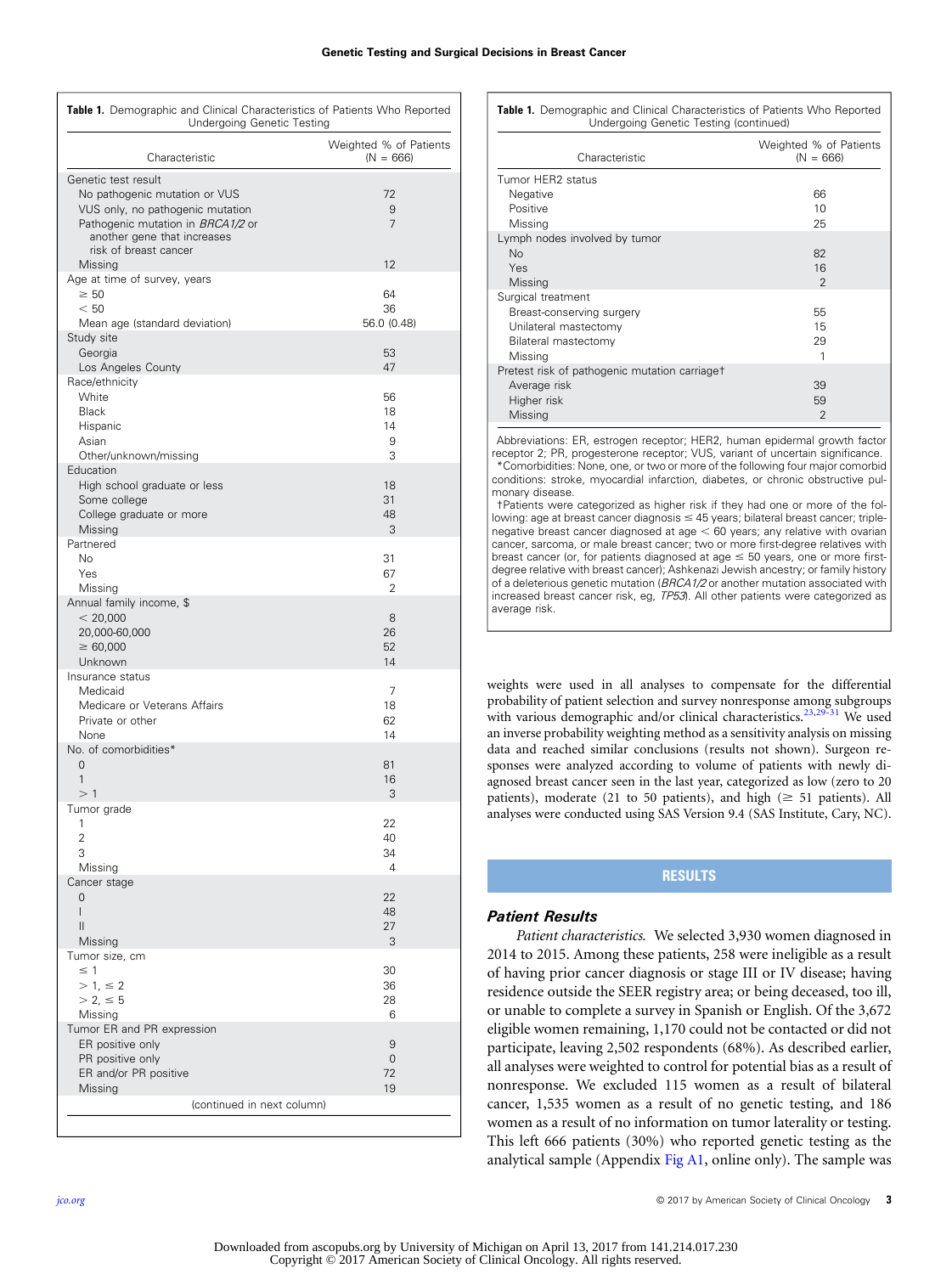**Table 1.** Demographic and Clinical Characteristics of Patients Who Reported Undergoing Genetic Testing

| Characteristic | Weighted % of Patients (N = 666) |
|---|---|
| Genetic test result | |
| No pathogenic mutation or VUS | 72 |
| VUS only, no pathogenic mutation | 9 |
| Pathogenic mutation in *BRCA1/2* or another gene that increases risk of breast cancer | 7 |
| Missing | 12 |
| Age at time of survey, years | |
| ≥ 50 | 64 |
| < 50 | 36 |
| Mean age (standard deviation) | 56.0 (0.48) |
| Study site | |
| Georgia | 53 |
| Los Angeles County | 47 |
| Race/ethnicity | |
| White | 56 |
| Black | 18 |
| Hispanic | 14 |
| Asian | 9 |
| Other/unknown/missing | 3 |
| Education | |
| High school graduate or less | 18 |
| Some college | 31 |
| College graduate or more | 48 |
| Missing | 3 |
| Partnered | |
| No | 31 |
| Yes | 67 |
| Missing | 2 |
| Annual family income, $ | |
| < 20,000 | 8 |
| 20,000-60,000 | 26 |
| ≥ 60,000 | 52 |
| Unknown | 14 |
| Insurance status | |
| Medicaid | 7 |
| Medicare or Veterans Affairs | 18 |
| Private or other | 62 |
| None | 14 |
| No. of comorbidities* | |
| 0 | 81 |
| 1 | 16 |
| > 1 | 3 |
| Tumor grade | |
| 1 | 22 |
| 2 | 40 |
| 3 | 34 |
| Missing | 4 |
| Cancer stage | |
| 0 | 22 |
| I | 48 |
| II | 27 |
| Missing | 3 |
| Tumor size, cm | |
| ≤ 1 | 30 |
| > 1, ≤ 2 | 36 |
| > 2, ≤ 5 | 28 |
| Missing | 6 |
| Tumor ER and PR expression | |
| ER positive only | 9 |
| PR positive only | 0 |
| ER and/or PR positive | 72 |
| Missing | 19 |
| Tumor HER2 status | |
| Negative | 66 |
| Positive | 10 |
| Missing | 25 |
| Lymph nodes involved by tumor | |
| No | 82 |
| Yes | 16 |
| Missing | 2 |
| Surgical treatment | |
| Breast-conserving surgery | 55 |
| Unilateral mastectomy | 15 |
| Bilateral mastectomy | 29 |
| Missing | 1 |
| Pretest risk of pathogenic mutation carriage† | |
| Average risk | 39 |
| Higher risk | 59 |
| Missing | 2 |

Abbreviations: ER, estrogen receptor; HER2, human epidermal growth factor receptor 2; PR, progesterone receptor; VUS, variant of uncertain significance.
*Comorbidities: None, one, or two or more of the following four major comorbid conditions: stroke, myocardial infarction, diabetes, or chronic obstructive pulmonary disease.
†Patients were categorized as higher risk if they had one or more of the following: age at breast cancer diagnosis ≤ 45 years; bilateral breast cancer; triple-negative breast cancer diagnosed at age < 60 years; any relative with ovarian cancer, sarcoma, or male breast cancer; two or more first-degree relatives with breast cancer (or, for patients diagnosed at age ≤ 50 years, one or more first-degree relative with breast cancer); Ashkenazi Jewish ancestry; or family history of a deleterious genetic mutation (*BRCA1/2* or another mutation associated with increased breast cancer risk, eg, *TP53*). All other patients were categorized as average risk.

weights were used in all analyses to compensate for the differential probability of patient selection and survey nonresponse among subgroups with various demographic and/or clinical characteristics.[23,29-31] We used an inverse probability weighting method as a sensitivity analysis on missing data and reached similar conclusions (results not shown). Surgeon responses were analyzed according to volume of patients with newly diagnosed breast cancer seen in the last year, categorized as low (zero to 20 patients), moderate (21 to 50 patients), and high (≥ 51 patients). All analyses were conducted using SAS Version 9.4 (SAS Institute, Cary, NC).

## RESULTS

### Patient Results

*Patient characteristics.* We selected 3,930 women diagnosed in 2014 to 2015. Among these patients, 258 were ineligible as a result of having prior cancer diagnosis or stage III or IV disease; having residence outside the SEER registry area; or being deceased, too ill, or unable to complete a survey in Spanish or English. Of the 3,672 eligible women remaining, 1,170 could not be contacted or did not participate, leaving 2,502 respondents (68%). As described earlier, all analyses were weighted to control for potential bias as a result of nonresponse. We excluded 115 women as a result of bilateral cancer, 1,535 women as a result of no genetic testing, and 186 women as a result of no information on tumor laterality or testing. This left 666 patients (30%) who reported genetic testing as the analytical sample (Appendix Fig A1, online only). The sample was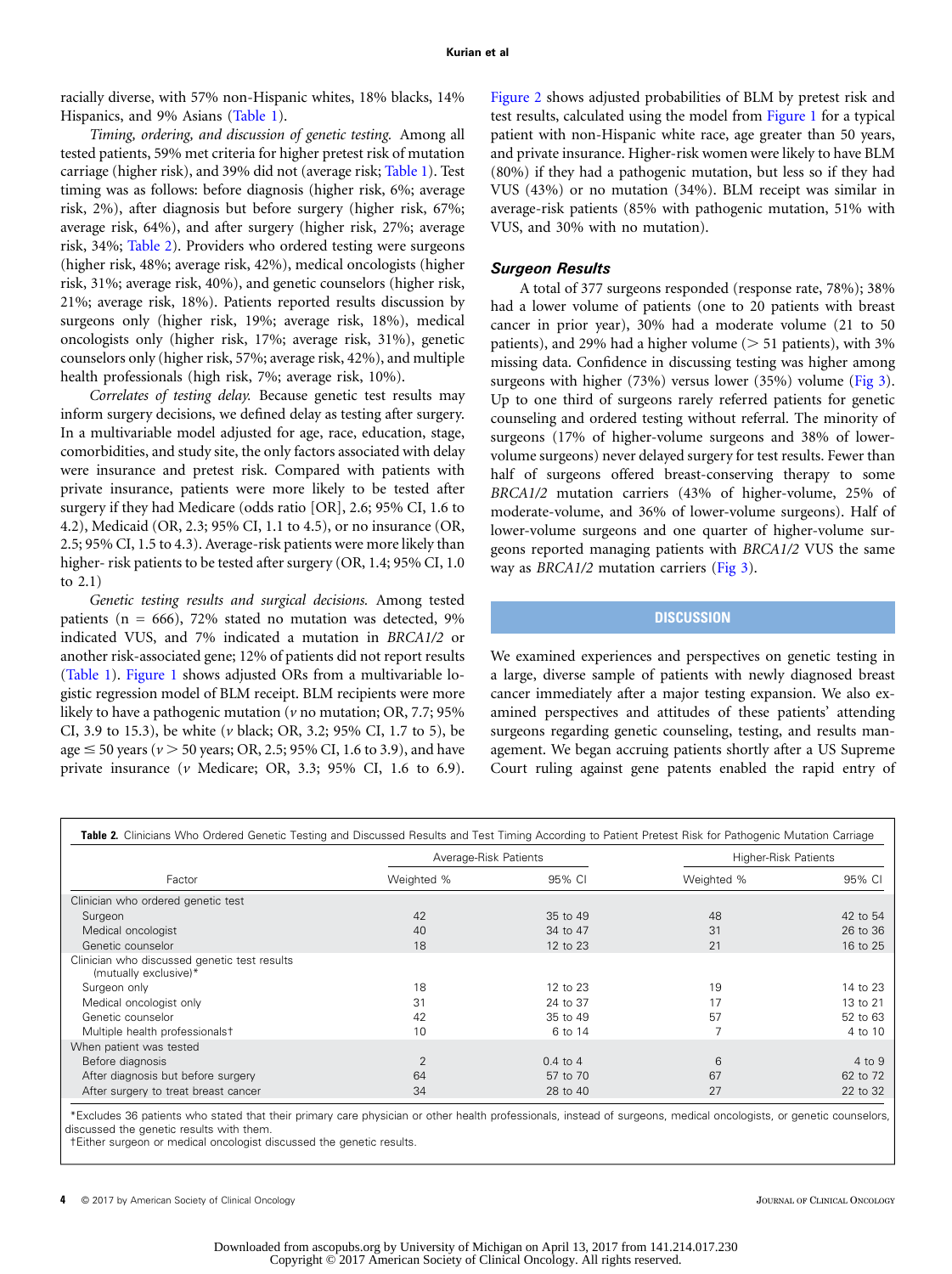racially diverse, with 57% non-Hispanic whites, 18% blacks, 14% Hispanics, and 9% Asians (Table 1).

*Timing, ordering, and discussion of genetic testing.* Among all tested patients, 59% met criteria for higher pretest risk of mutation carriage (higher risk), and 39% did not (average risk; Table 1). Test timing was as follows: before diagnosis (higher risk, 6%; average risk, 2%), after diagnosis but before surgery (higher risk, 67%; average risk, 64%), and after surgery (higher risk, 27%; average risk, 34%; Table 2). Providers who ordered testing were surgeons (higher risk, 48%; average risk, 42%), medical oncologists (higher risk, 31%; average risk, 40%), and genetic counselors (higher risk, 21%; average risk, 18%). Patients reported results discussion by surgeons only (higher risk, 19%; average risk, 18%), medical oncologists only (higher risk, 17%; average risk, 31%), genetic counselors only (higher risk, 57%; average risk, 42%), and multiple health professionals (high risk, 7%; average risk, 10%).

*Correlates of testing delay.* Because genetic test results may inform surgery decisions, we defined delay as testing after surgery. In a multivariable model adjusted for age, race, education, stage, comorbidities, and study site, the only factors associated with delay were insurance and pretest risk. Compared with patients with private insurance, patients were more likely to be tested after surgery if they had Medicare (odds ratio [OR], 2.6; 95% CI, 1.6 to 4.2), Medicaid (OR, 2.3; 95% CI, 1.1 to 4.5), or no insurance (OR, 2.5; 95% CI, 1.5 to 4.3). Average-risk patients were more likely than higher- risk patients to be tested after surgery (OR, 1.4; 95% CI, 1.0 to 2.1)

*Genetic testing results and surgical decisions.* Among tested patients (n = 666), 72% stated no mutation was detected, 9% indicated VUS, and 7% indicated a mutation in *BRCA1/2* or another risk-associated gene; 12% of patients did not report results (Table 1). Figure 1 shows adjusted ORs from a multivariable logistic regression model of BLM receipt. BLM recipients were more likely to have a pathogenic mutation (*v* no mutation; OR, 7.7; 95% CI, 3.9 to 15.3), be white (*v* black; OR, 3.2; 95% CI, 1.7 to 5), be age ≤ 50 years (*v* > 50 years; OR, 2.5; 95% CI, 1.6 to 3.9), and have private insurance (*v* Medicare; OR, 3.3; 95% CI, 1.6 to 6.9). Figure 2 shows adjusted probabilities of BLM by pretest risk and test results, calculated using the model from Figure 1 for a typical patient with non-Hispanic white race, age greater than 50 years, and private insurance. Higher-risk women were likely to have BLM (80%) if they had a pathogenic mutation, but less so if they had VUS (43%) or no mutation (34%). BLM receipt was similar in average-risk patients (85% with pathogenic mutation, 51% with VUS, and 30% with no mutation).

### Surgeon Results

A total of 377 surgeons responded (response rate, 78%); 38% had a lower volume of patients (one to 20 patients with breast cancer in prior year), 30% had a moderate volume (21 to 50 patients), and 29% had a higher volume (> 51 patients), with 3% missing data. Confidence in discussing testing was higher among surgeons with higher (73%) versus lower (35%) volume (Fig 3). Up to one third of surgeons rarely referred patients for genetic counseling and ordered testing without referral. The minority of surgeons (17% of higher-volume surgeons and 38% of lower-volume surgeons) never delayed surgery for test results. Fewer than half of surgeons offered breast-conserving therapy to some *BRCA1/2* mutation carriers (43% of higher-volume, 25% of moderate-volume, and 36% of lower-volume surgeons). Half of lower-volume surgeons and one quarter of higher-volume surgeons reported managing patients with *BRCA1/2* VUS the same way as *BRCA1/2* mutation carriers (Fig 3).

## DISCUSSION

We examined experiences and perspectives on genetic testing in a large, diverse sample of patients with newly diagnosed breast cancer immediately after a major testing expansion. We also examined perspectives and attitudes of these patients' attending surgeons regarding genetic counseling, testing, and results management. We began accruing patients shortly after a US Supreme Court ruling against gene patents enabled the rapid entry of

**Table 2.** Clinicians Who Ordered Genetic Testing and Discussed Results and Test Timing According to Patient Pretest Risk for Pathogenic Mutation Carriage

| Factor | Average-Risk Patients | | Higher-Risk Patients | |
|---|---|---|---|---|
| | Weighted % | 95% CI | Weighted % | 95% CI |
| Clinician who ordered genetic test | | | | |
| Surgeon | 42 | 35 to 49 | 48 | 42 to 54 |
| Medical oncologist | 40 | 34 to 47 | 31 | 26 to 36 |
| Genetic counselor | 18 | 12 to 23 | 21 | 16 to 25 |
| Clinician who discussed genetic test results (mutually exclusive)* | | | | |
| Surgeon only | 18 | 12 to 23 | 19 | 14 to 23 |
| Medical oncologist only | 31 | 24 to 37 | 17 | 13 to 21 |
| Genetic counselor | 42 | 35 to 49 | 57 | 52 to 63 |
| Multiple health professionals† | 10 | 6 to 14 | 7 | 4 to 10 |
| When patient was tested | | | | |
| Before diagnosis | 2 | 0.4 to 4 | 6 | 4 to 9 |
| After diagnosis but before surgery | 64 | 57 to 70 | 67 | 62 to 72 |
| After surgery to treat breast cancer | 34 | 28 to 40 | 27 | 22 to 32 |

*Excludes 36 patients who stated that their primary care physician or other health professionals, instead of surgeons, medical oncologists, or genetic counselors, discussed the genetic results with them.
†Either surgeon or medical oncologist discussed the genetic results.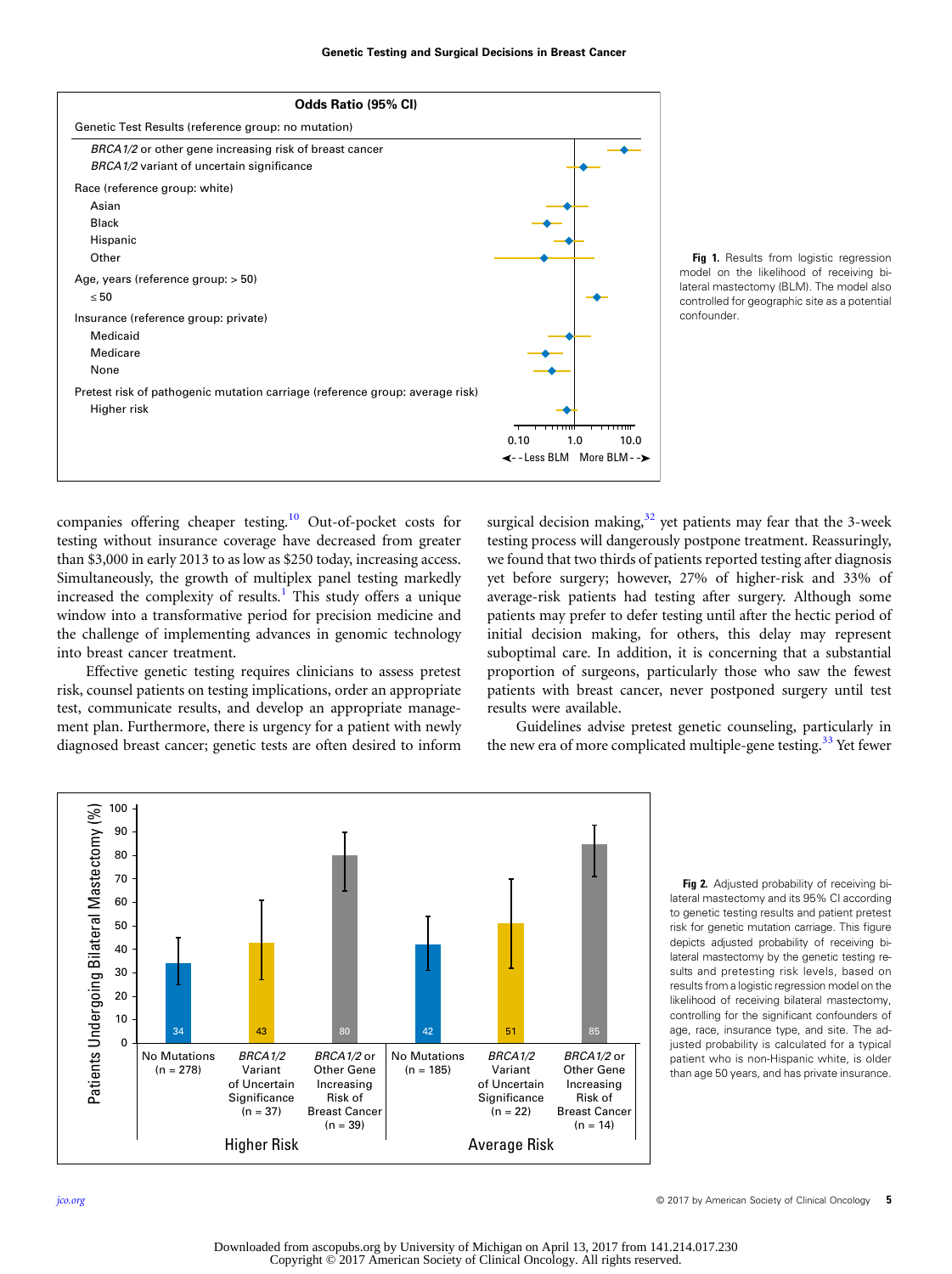**Fig 1.** Results from logistic regression model on the likelihood of receiving bilateral mastectomy (BLM). The model also controlled for geographic site as a potential confounder.

companies offering cheaper testing.[10] Out-of-pocket costs for testing without insurance coverage have decreased from greater than $3,000 in early 2013 to as low as $250 today, increasing access. Simultaneously, the growth of multiplex panel testing markedly increased the complexity of results.[1] This study offers a unique window into a transformative period for precision medicine and the challenge of implementing advances in genomic technology into breast cancer treatment.

Effective genetic testing requires clinicians to assess pretest risk, counsel patients on testing implications, order an appropriate test, communicate results, and develop an appropriate management plan. Furthermore, there is urgency for a patient with newly diagnosed breast cancer; genetic tests are often desired to inform surgical decision making,[32] yet patients may fear that the 3-week testing process will dangerously postpone treatment. Reassuringly, we found that two thirds of patients reported testing after diagnosis yet before surgery; however, 27% of higher-risk and 33% of average-risk patients had testing after surgery. Although some patients may prefer to defer testing until after the hectic period of initial decision making, for others, this delay may represent suboptimal care. In addition, it is concerning that a substantial proportion of surgeons, particularly those who saw the fewest patients with breast cancer, never postponed surgery until test results were available.

Guidelines advise pretest genetic counseling, particularly in the new era of more complicated multiple-gene testing.[33] Yet fewer

**Fig 2.** Adjusted probability of receiving bilateral mastectomy and its 95% CI according to genetic testing results and patient pretest risk for genetic mutation carriage. This figure depicts adjusted probability of receiving bilateral mastectomy by the genetic testing results and pretesting risk levels, based on results from a logistic regression model on the likelihood of receiving bilateral mastectomy, controlling for the significant confounders of age, race, insurance type, and site. The adjusted probability is calculated for a typical patient who is non-Hispanic white, is older than age 50 years, and has private insurance.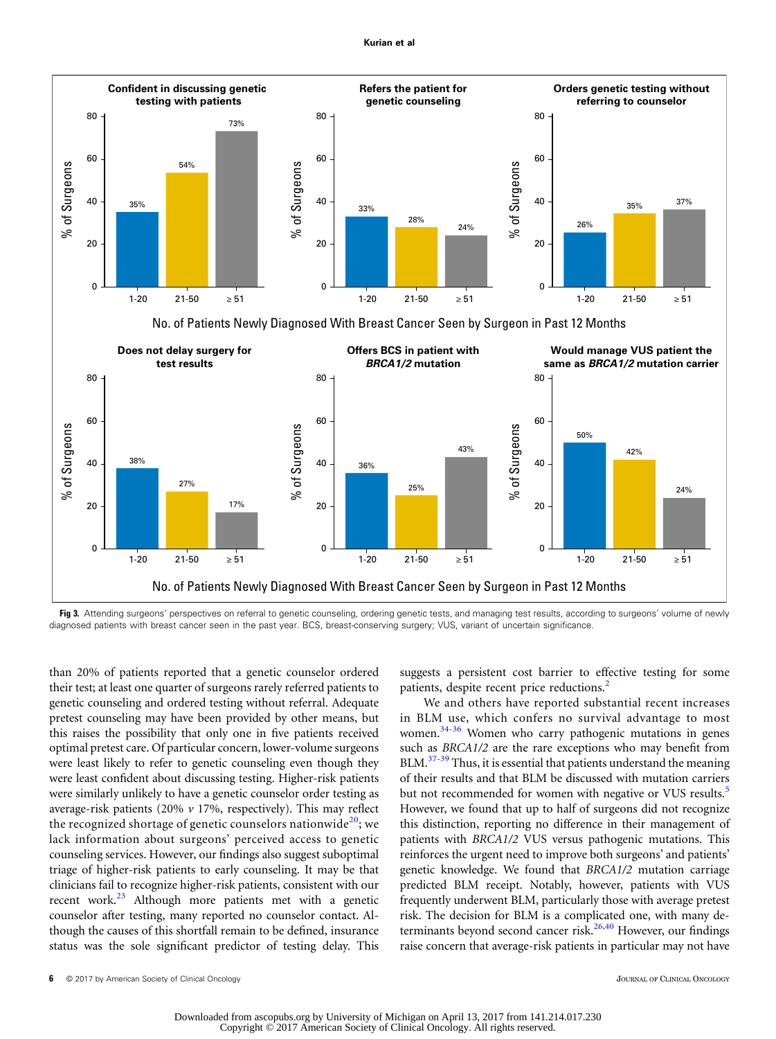**Fig 3.** Attending surgeons' perspectives on referral to genetic counseling, ordering genetic tests, and managing test results, according to surgeons' volume of newly diagnosed patients with breast cancer seen in the past year. BCS, breast-conserving surgery; VUS, variant of uncertain significance.

than 20% of patients reported that a genetic counselor ordered their test; at least one quarter of surgeons rarely referred patients to genetic counseling and ordered testing without referral. Adequate pretest counseling may have been provided by other means, but this raises the possibility that only one in five patients received optimal pretest care. Of particular concern, lower-volume surgeons were least likely to refer to genetic counseling even though they were least confident about discussing testing. Higher-risk patients were similarly unlikely to have a genetic counselor order testing as average-risk patients (20% *v* 17%, respectively). This may reflect the recognized shortage of genetic counselors nationwide[20]; we lack information about surgeons' perceived access to genetic counseling services. However, our findings also suggest suboptimal triage of higher-risk patients to early counseling. It may be that clinicians fail to recognize higher-risk patients, consistent with our recent work.[23] Although more patients met with a genetic counselor after testing, many reported no counselor contact. Although the causes of this shortfall remain to be defined, insurance status was the sole significant predictor of testing delay. This suggests a persistent cost barrier to effective testing for some patients, despite recent price reductions.[2]

We and others have reported substantial recent increases in BLM use, which confers no survival advantage to most women.[34-36] Women who carry pathogenic mutations in genes such as *BRCA1/2* are the rare exceptions who may benefit from BLM.[37-39] Thus, it is essential that patients understand the meaning of their results and that BLM be discussed with mutation carriers but not recommended for women with negative or VUS results.[5] However, we found that up to half of surgeons did not recognize this distinction, reporting no difference in their management of patients with *BRCA1/2* VUS versus pathogenic mutations. This reinforces the urgent need to improve both surgeons' and patients' genetic knowledge. We found that *BRCA1/2* mutation carriage predicted BLM receipt. Notably, however, patients with VUS frequently underwent BLM, particularly those with average pretest risk. The decision for BLM is a complicated one, with many determinants beyond second cancer risk.[26,40] However, our findings raise concern that average-risk patients in particular may not have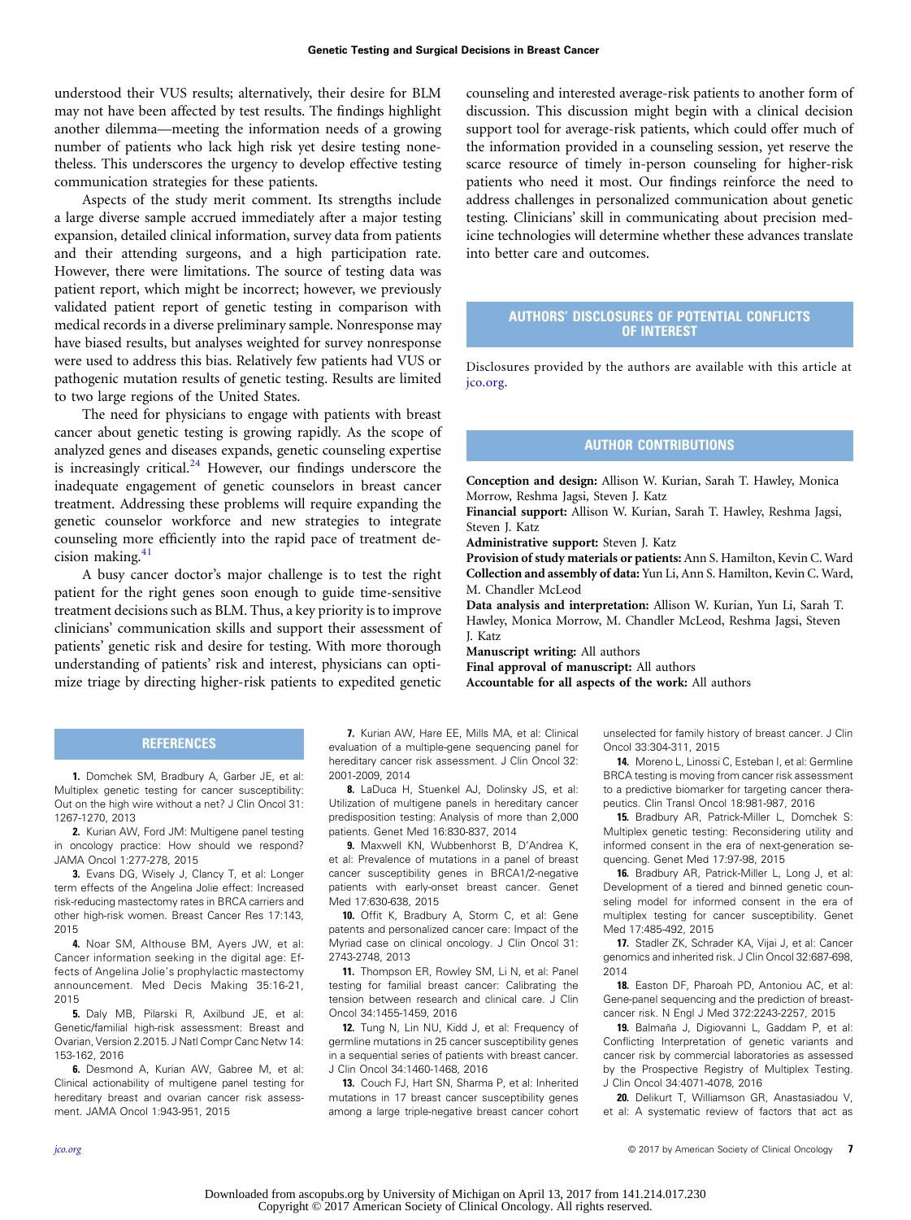understood their VUS results; alternatively, their desire for BLM may not have been affected by test results. The findings highlight another dilemma—meeting the information needs of a growing number of patients who lack high risk yet desire testing nonetheless. This underscores the urgency to develop effective testing communication strategies for these patients.

Aspects of the study merit comment. Its strengths include a large diverse sample accrued immediately after a major testing expansion, detailed clinical information, survey data from patients and their attending surgeons, and a high participation rate. However, there were limitations. The source of testing data was patient report, which might be incorrect; however, we previously validated patient report of genetic testing in comparison with medical records in a diverse preliminary sample. Nonresponse may have biased results, but analyses weighted for survey nonresponse were used to address this bias. Relatively few patients had VUS or pathogenic mutation results of genetic testing. Results are limited to two large regions of the United States.

The need for physicians to engage with patients with breast cancer about genetic testing is growing rapidly. As the scope of analyzed genes and diseases expands, genetic counseling expertise is increasingly critical.[24] However, our findings underscore the inadequate engagement of genetic counselors in breast cancer treatment. Addressing these problems will require expanding the genetic counselor workforce and new strategies to integrate counseling more efficiently into the rapid pace of treatment decision making.[41]

A busy cancer doctor's major challenge is to test the right patient for the right genes soon enough to guide time-sensitive treatment decisions such as BLM. Thus, a key priority is to improve clinicians' communication skills and support their assessment of patients' genetic risk and desire for testing. With more thorough understanding of patients' risk and interest, physicians can optimize triage by directing higher-risk patients to expedited genetic counseling and interested average-risk patients to another form of discussion. This discussion might begin with a clinical decision support tool for average-risk patients, which could offer much of the information provided in a counseling session, yet reserve the scarce resource of timely in-person counseling for higher-risk patients who need it most. Our findings reinforce the need to address challenges in personalized communication about genetic testing. Clinicians' skill in communicating about precision medicine technologies will determine whether these advances translate into better care and outcomes.

## AUTHORS' DISCLOSURES OF POTENTIAL CONFLICTS OF INTEREST

Disclosures provided by the authors are available with this article at jco.org.

## AUTHOR CONTRIBUTIONS

**Conception and design:** Allison W. Kurian, Sarah T. Hawley, Monica Morrow, Reshma Jagsi, Steven J. Katz
**Financial support:** Allison W. Kurian, Sarah T. Hawley, Reshma Jagsi, Steven J. Katz
**Administrative support:** Steven J. Katz
**Provision of study materials or patients:** Ann S. Hamilton, Kevin C. Ward
**Collection and assembly of data:** Yun Li, Ann S. Hamilton, Kevin C. Ward, M. Chandler McLeod
**Data analysis and interpretation:** Allison W. Kurian, Yun Li, Sarah T. Hawley, Monica Morrow, M. Chandler McLeod, Reshma Jagsi, Steven J. Katz
**Manuscript writing:** All authors
**Final approval of manuscript:** All authors
**Accountable for all aspects of the work:** All authors

## REFERENCES

1. Domchek SM, Bradbury A, Garber JE, et al: Multiplex genetic testing for cancer susceptibility: Out on the high wire without a net? J Clin Oncol 31: 1267-1270, 2013

2. Kurian AW, Ford JM: Multigene panel testing in oncology practice: How should we respond? JAMA Oncol 1:277-278, 2015

3. Evans DG, Wisely J, Clancy T, et al: Longer term effects of the Angelina Jolie effect: Increased risk-reducing mastectomy rates in BRCA carriers and other high-risk women. Breast Cancer Res 17:143, 2015

4. Noar SM, Althouse BM, Ayers JW, et al: Cancer information seeking in the digital age: Effects of Angelina Jolie's prophylactic mastectomy announcement. Med Decis Making 35:16-21, 2015

5. Daly MB, Pilarski R, Axilbund JE, et al: Genetic/familial high-risk assessment: Breast and Ovarian, Version 2.2015. J Natl Compr Canc Netw 14: 153-162, 2016

6. Desmond A, Kurian AW, Gabree M, et al: Clinical actionability of multigene panel testing for hereditary breast and ovarian cancer risk assessment. JAMA Oncol 1:943-951, 2015

7. Kurian AW, Hare EE, Mills MA, et al: Clinical evaluation of a multiple-gene sequencing panel for hereditary cancer risk assessment. J Clin Oncol 32: 2001-2009, 2014

8. LaDuca H, Stuenkel AJ, Dolinsky JS, et al: Utilization of multigene panels in hereditary cancer predisposition testing: Analysis of more than 2,000 patients. Genet Med 16:830-837, 2014

9. Maxwell KN, Wubbenhorst B, D'Andrea K, et al: Prevalence of mutations in a panel of breast cancer susceptibility genes in BRCA1/2-negative patients with early-onset breast cancer. Genet Med 17:630-638, 2015

10. Offit K, Bradbury A, Storm C, et al: Gene patents and personalized cancer care: Impact of the Myriad case on clinical oncology. J Clin Oncol 31: 2743-2748, 2013

11. Thompson ER, Rowley SM, Li N, et al: Panel testing for familial breast cancer: Calibrating the tension between research and clinical care. J Clin Oncol 34:1455-1459, 2016

12. Tung N, Lin NU, Kidd J, et al: Frequency of germline mutations in 25 cancer susceptibility genes in a sequential series of patients with breast cancer. J Clin Oncol 34:1460-1468, 2016

13. Couch FJ, Hart SN, Sharma P, et al: Inherited mutations in 17 breast cancer susceptibility genes among a large triple-negative breast cancer cohort unselected for family history of breast cancer. J Clin Oncol 33:304-311, 2015

14. Moreno L, Linossi C, Esteban I, et al: Germline BRCA testing is moving from cancer risk assessment to a predictive biomarker for targeting cancer therapeutics. Clin Transl Oncol 18:981-987, 2016

15. Bradbury AR, Patrick-Miller L, Domchek S: Multiplex genetic testing: Reconsidering utility and informed consent in the era of next-generation sequencing. Genet Med 17:97-98, 2015

16. Bradbury AR, Patrick-Miller L, Long J, et al: Development of a tiered and binned genetic counseling model for informed consent in the era of multiplex testing for cancer susceptibility. Genet Med 17:485-492, 2015

17. Stadler ZK, Schrader KA, Vijai J, et al: Cancer genomics and inherited risk. J Clin Oncol 32:687-698, 2014

18. Easton DF, Pharoah PD, Antoniou AC, et al: Gene-panel sequencing and the prediction of breast-cancer risk. N Engl J Med 372:2243-2257, 2015

19. Balmaña J, Digiovanni L, Gaddam P, et al: Conflicting Interpretation of genetic variants and cancer risk by commercial laboratories as assessed by the Prospective Registry of Multiplex Testing. J Clin Oncol 34:4071-4078, 2016

20. Delikurt T, Williamson GR, Anastasiadou V, et al: A systematic review of factors that act as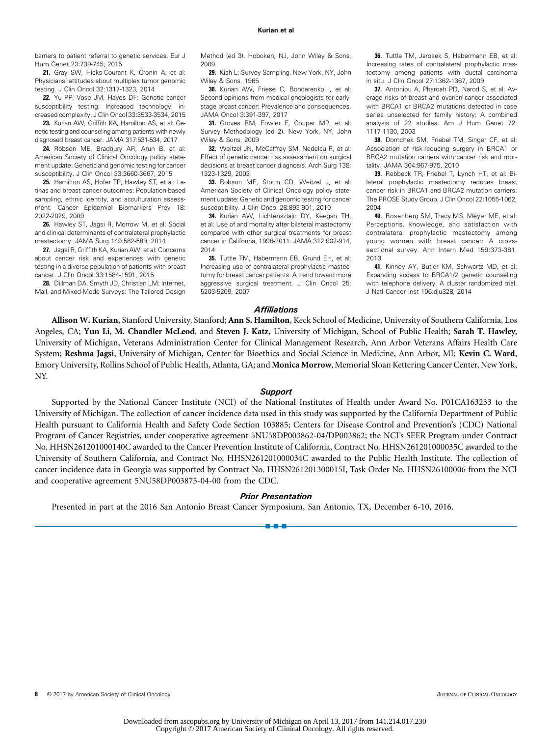barriers to patient referral to genetic services. Eur J Hum Genet 23:739-745, 2015

**21.** Gray SW, Hicks-Courant K, Cronin A, et al: Physicians' attitudes about multiplex tumor genomic testing. J Clin Oncol 32:1317-1323, 2014

**22.** Yu PP, Vose JM, Hayes DF: Genetic cancer susceptibility testing: Increased technology, increased complexity. J Clin Oncol 33:3533-3534, 2015

**23.** Kurian AW, Griffith KA, Hamilton AS, et al: Genetic testing and counseling among patients with newly diagnosed breast cancer. JAMA 317:531-534, 2017

**24.** Robson ME, Bradbury AR, Arun B, et al: American Society of Clinical Oncology policy statement update: Genetic and genomic testing for cancer susceptibility. J Clin Oncol 33:3660-3667, 2015

**25.** Hamilton AS, Hofer TP, Hawley ST, et al: Latinas and breast cancer outcomes: Population-based sampling, ethnic identity, and acculturation assessment. Cancer Epidemiol Biomarkers Prev 18: 2022-2029, 2009

**26.** Hawley ST, Jagsi R, Morrow M, et al: Social and clinical determinants of contralateral prophylactic mastectomy. JAMA Surg 149:582-589, 2014

**27.** Jagsi R, Griffith KA, Kurian AW, et al: Concerns about cancer risk and experiences with genetic testing in a diverse population of patients with breast cancer. J Clin Oncol 33:1584-1591, 2015

**28.** Dillman DA, Smyth JD, Christian LM: Internet, Mail, and Mixed-Mode Surveys: The Tailored Design Method (ed 3). Hoboken, NJ, John Wiley & Sons, 2009

**29.** Kish L: Survey Sampling. New York, NY, John Wiley & Sons, 1965

**30.** Kurian AW, Friese C, Bondarenko I, et al: Second opinions from medical oncologists for early-stage breast cancer: Prevalence and consequences. JAMA Oncol 3:391-397, 2017

**31.** Groves RM, Fowler F, Couper MP, et al: Survey Methodology (ed 2). New York, NY, John Wiley & Sons, 2009

**32.** Weitzel JN, McCaffrey SM, Nedelcu R, et al: Effect of genetic cancer risk assessment on surgical decisions at breast cancer diagnosis. Arch Surg 138: 1323-1328, 2003

**33.** Robson ME, Storm CD, Weitzel J, et al: American Society of Clinical Oncology policy statement update: Genetic and genomic testing for cancer susceptibility. J Clin Oncol 28:893-901, 2010

**34.** Kurian AW, Lichtensztajn DY, Keegan TH, et al: Use of and mortality after bilateral mastectomy compared with other surgical treatments for breast cancer in California, 1998-2011. JAMA 312:902-914, 2014

**35.** Tuttle TM, Habermann EB, Grund EH, et al: Increasing use of contralateral prophylactic mastectomy for breast cancer patients: A trend toward more aggressive surgical treatment. J Clin Oncol 25: 5203-5209, 2007

**36.** Tuttle TM, Jarosek S, Habermann EB, et al: Increasing rates of contralateral prophylactic mastectomy among patients with ductal carcinoma in situ. J Clin Oncol 27:1362-1367, 2009

**37.** Antoniou A, Pharoah PD, Narod S, et al: Average risks of breast and ovarian cancer associated with BRCA1 or BRCA2 mutations detected in case series unselected for family history: A combined analysis of 22 studies. Am J Hum Genet 72: 1117-1130, 2003

**38.** Domchek SM, Friebel TM, Singer CF, et al: Association of risk-reducing surgery in BRCA1 or BRCA2 mutation carriers with cancer risk and mortality. JAMA 304:967-975, 2010

**39.** Rebbeck TR, Friebel T, Lynch HT, et al: Bilateral prophylactic mastectomy reduces breast cancer risk in BRCA1 and BRCA2 mutation carriers: The PROSE Study Group. J Clin Oncol 22:1055-1062, 2004

**40.** Rosenberg SM, Tracy MS, Meyer ME, et al: Perceptions, knowledge, and satisfaction with contralateral prophylactic mastectomy among young women with breast cancer: A cross-sectional survey. Ann Intern Med 159:373-381, 2013

**41.** Kinney AY, Butler KM, Schwartz MD, et al: Expanding access to BRCA1/2 genetic counseling with telephone delivery: A cluster randomized trial. J Natl Cancer Inst 106:dju328, 2014

### *Affiliations*

**Allison W. Kurian**, Stanford University, Stanford; **Ann S. Hamilton**, Keck School of Medicine, University of Southern California, Los Angeles, CA; **Yun Li**, **M. Chandler McLeod**, and **Steven J. Katz**, University of Michigan, School of Public Health; **Sarah T. Hawley**, University of Michigan, Veterans Administration Center for Clinical Management Research, Ann Arbor Veterans Affairs Health Care System; **Reshma Jagsi**, University of Michigan, Center for Bioethics and Social Science in Medicine, Ann Arbor, MI; **Kevin C. Ward**, Emory University, Rollins School of Public Health, Atlanta, GA; and **Monica Morrow**, Memorial Sloan Kettering Cancer Center, New York, NY.

### *Support*

Supported by the National Cancer Institute (NCI) of the National Institutes of Health under Award No. P01CA163233 to the University of Michigan. The collection of cancer incidence data used in this study was supported by the California Department of Public Health pursuant to California Health and Safety Code Section 103885; Centers for Disease Control and Prevention's (CDC) National Program of Cancer Registries, under cooperative agreement 5NU58DP003862-04/DP003862; the NCI's SEER Program under Contract No. HHSN261201000140C awarded to the Cancer Prevention Institute of California, Contract No. HHSN261201000035C awarded to the University of Southern California, and Contract No. HHSN261201000034C awarded to the Public Health Institute. The collection of cancer incidence data in Georgia was supported by Contract No. HHSN261201300015I, Task Order No. HHSN26100006 from the NCI and cooperative agreement 5NU58DP003875-04-00 from the CDC.

### *Prior Presentation*

Presented in part at the 2016 San Antonio Breast Cancer Symposium, San Antonio, TX, December 6-10, 2016.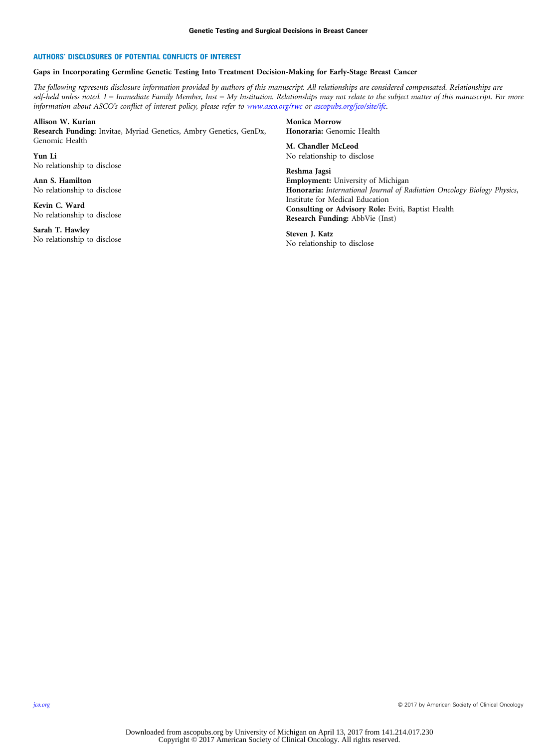## AUTHORS' DISCLOSURES OF POTENTIAL CONFLICTS OF INTEREST

**Gaps in Incorporating Germline Genetic Testing Into Treatment Decision-Making for Early-Stage Breast Cancer**

*The following represents disclosure information provided by authors of this manuscript. All relationships are considered compensated. Relationships are self-held unless noted. I = Immediate Family Member, Inst = My Institution. Relationships may not relate to the subject matter of this manuscript. For more information about ASCO's conflict of interest policy, please refer to www.asco.org/rwc or ascopubs.org/jco/site/ifc.*

**Allison W. Kurian**
**Research Funding:** Invitae, Myriad Genetics, Ambry Genetics, GenDx, Genomic Health

**Yun Li**
No relationship to disclose

**Ann S. Hamilton**
No relationship to disclose

**Kevin C. Ward**
No relationship to disclose

**Sarah T. Hawley**
No relationship to disclose

**Monica Morrow**
**Honoraria:** Genomic Health

**M. Chandler McLeod**
No relationship to disclose

**Reshma Jagsi**
**Employment:** University of Michigan
**Honoraria:** *International Journal of Radiation Oncology Biology Physics*, Institute for Medical Education
**Consulting or Advisory Role:** Eviti, Baptist Health
**Research Funding:** AbbVie (Inst)

**Steven J. Katz**
No relationship to disclose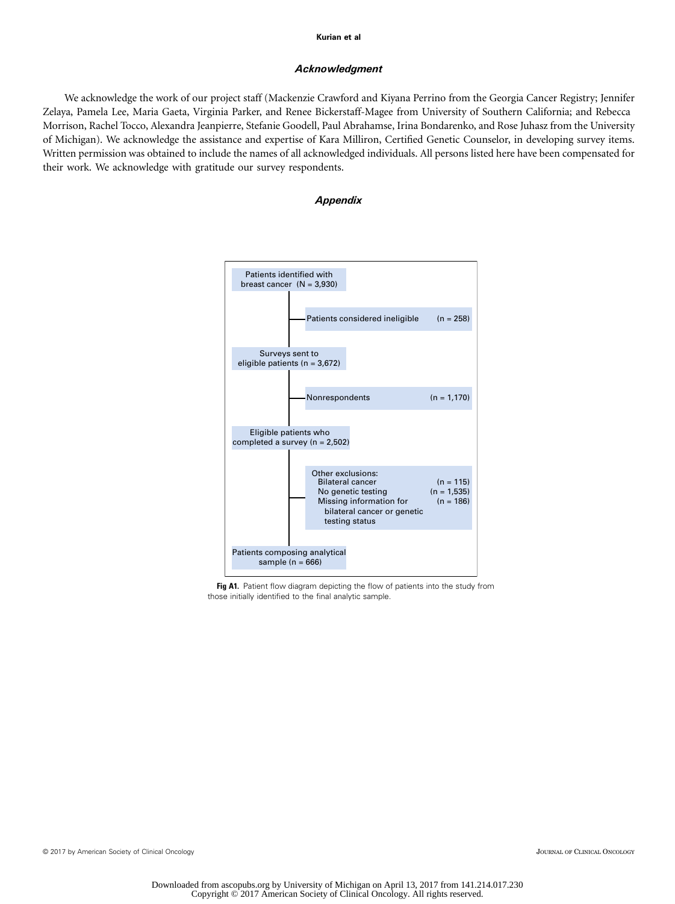### *Acknowledgment*

We acknowledge the work of our project staff (Mackenzie Crawford and Kiyana Perrino from the Georgia Cancer Registry; Jennifer Zelaya, Pamela Lee, Maria Gaeta, Virginia Parker, and Renee Bickerstaff-Magee from University of Southern California; and Rebecca Morrison, Rachel Tocco, Alexandra Jeanpierre, Stefanie Goodell, Paul Abrahamse, Irina Bondarenko, and Rose Juhasz from the University of Michigan). We acknowledge the assistance and expertise of Kara Milliron, Certified Genetic Counselor, in developing survey items. Written permission was obtained to include the names of all acknowledged individuals. All persons listed here have been compensated for their work. We acknowledge with gratitude our survey respondents.

### *Appendix*

Patients identified with breast cancer (N = 3,930)

Patients considered ineligible (n = 258)

Surveys sent to eligible patients (n = 3,672)

Nonrespondents (n = 1,170)

Eligible patients who completed a survey (n = 2,502)

Other exclusions:
Bilateral cancer (n = 115)
No genetic testing (n = 1,535)
Missing information for bilateral cancer or genetic testing status (n = 186)

Patients composing analytical sample (n = 666)

**Fig A1.** Patient flow diagram depicting the flow of patients into the study from those initially identified to the final analytic sample.